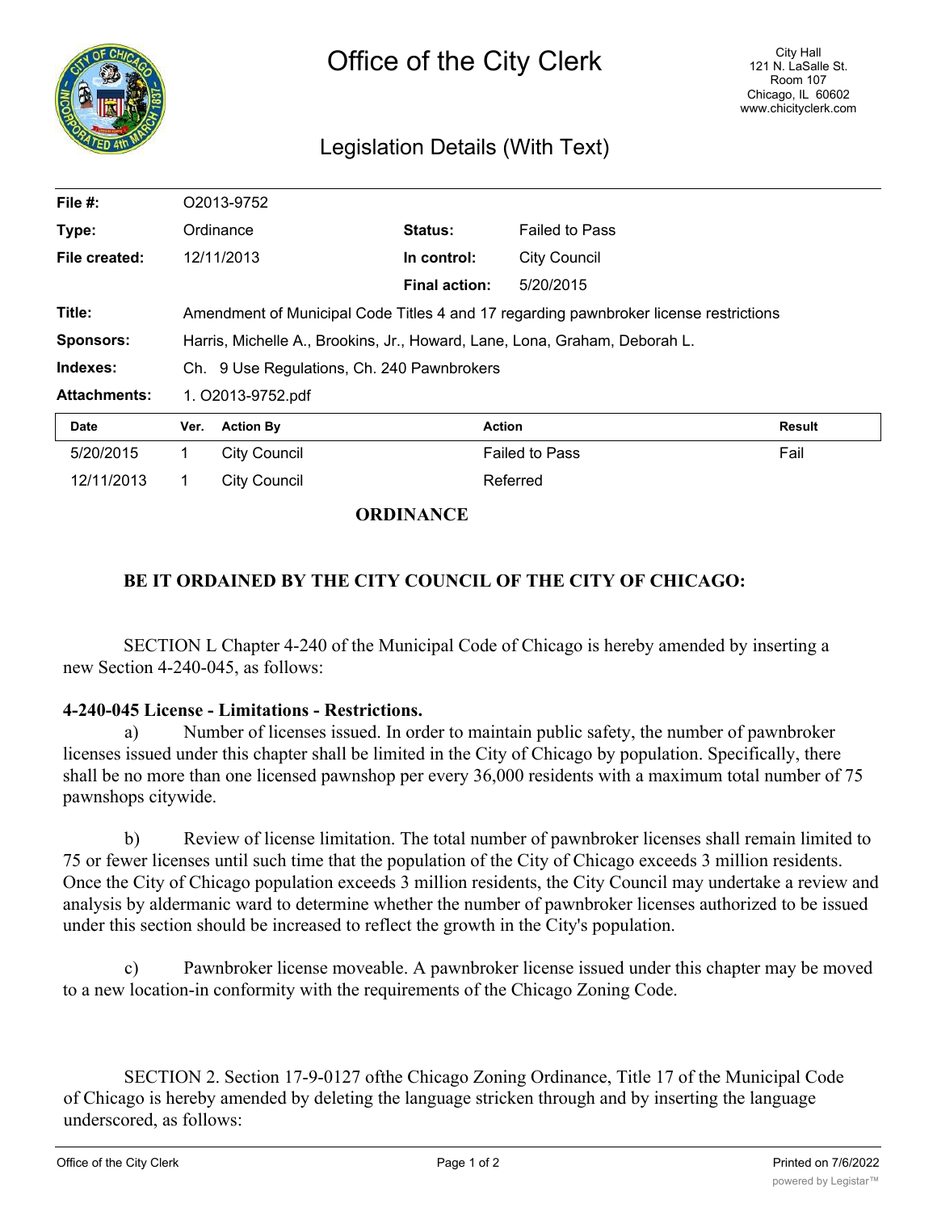# Office of the City Clerk

City Hall
121 N. LaSalle St.
Room 107
Chicago, IL 60602
www.chicityclerk.com

## Legislation Details (With Text)

| | | | |
|---|---|---|---|
| **File #:** | O2013-9752 | | |
| **Type:** | Ordinance | **Status:** | Failed to Pass |
| **File created:** | 12/11/2013 | **In control:** | City Council |
| | | **Final action:** | 5/20/2015 |
| **Title:** | Amendment of Municipal Code Titles 4 and 17 regarding pawnbroker license restrictions | | |
| **Sponsors:** | Harris, Michelle A., Brookins, Jr., Howard, Lane, Lona, Graham, Deborah L. | | |
| **Indexes:** | Ch. 9 Use Regulations, Ch. 240 Pawnbrokers | | |
| **Attachments:** | 1. O2013-9752.pdf | | |

| Date | Ver. | Action By | Action | Result |
|---|---|---|---|---|
| 5/20/2015 | 1 | City Council | Failed to Pass | Fail |
| 12/11/2013 | 1 | City Council | Referred | |

**ORDINANCE**

**BE IT ORDAINED BY THE CITY COUNCIL OF THE CITY OF CHICAGO:**

SECTION L Chapter 4-240 of the Municipal Code of Chicago is hereby amended by inserting a new Section 4-240-045, as follows:

**4-240-045 License - Limitations - Restrictions.**

a) Number of licenses issued. In order to maintain public safety, the number of pawnbroker licenses issued under this chapter shall be limited in the City of Chicago by population. Specifically, there shall be no more than one licensed pawnshop per every 36,000 residents with a maximum total number of 75 pawnshops citywide.

b) Review of license limitation. The total number of pawnbroker licenses shall remain limited to 75 or fewer licenses until such time that the population of the City of Chicago exceeds 3 million residents. Once the City of Chicago population exceeds 3 million residents, the City Council may undertake a review and analysis by aldermanic ward to determine whether the number of pawnbroker licenses authorized to be issued under this section should be increased to reflect the growth in the City's population.

c) Pawnbroker license moveable. A pawnbroker license issued under this chapter may be moved to a new location-in conformity with the requirements of the Chicago Zoning Code.

SECTION 2. Section 17-9-0127 ofthe Chicago Zoning Ordinance, Title 17 of the Municipal Code of Chicago is hereby amended by deleting the language stricken through and by inserting the language underscored, as follows: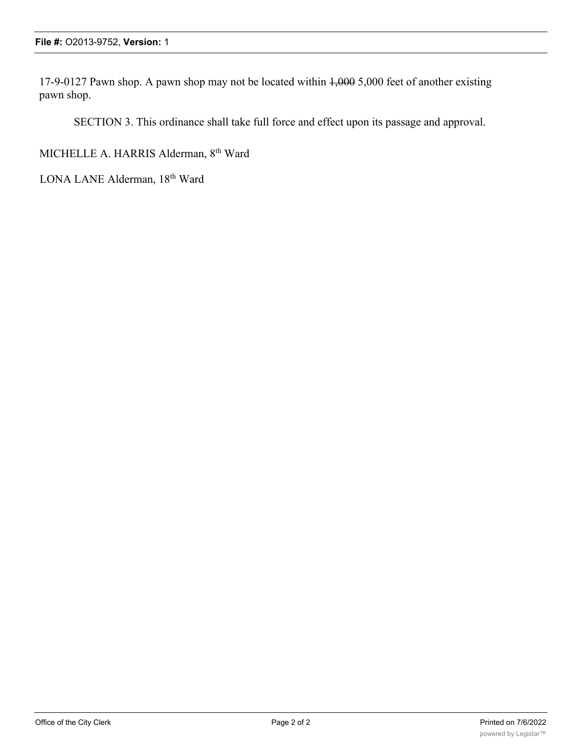17-9-0127 Pawn shop. A pawn shop may not be located within ~~1,000~~ 5,000 feet of another existing pawn shop.

SECTION 3. This ordinance shall take full force and effect upon its passage and approval.

MICHELLE A. HARRIS Alderman, 8th Ward

LONA LANE Alderman, 18th Ward